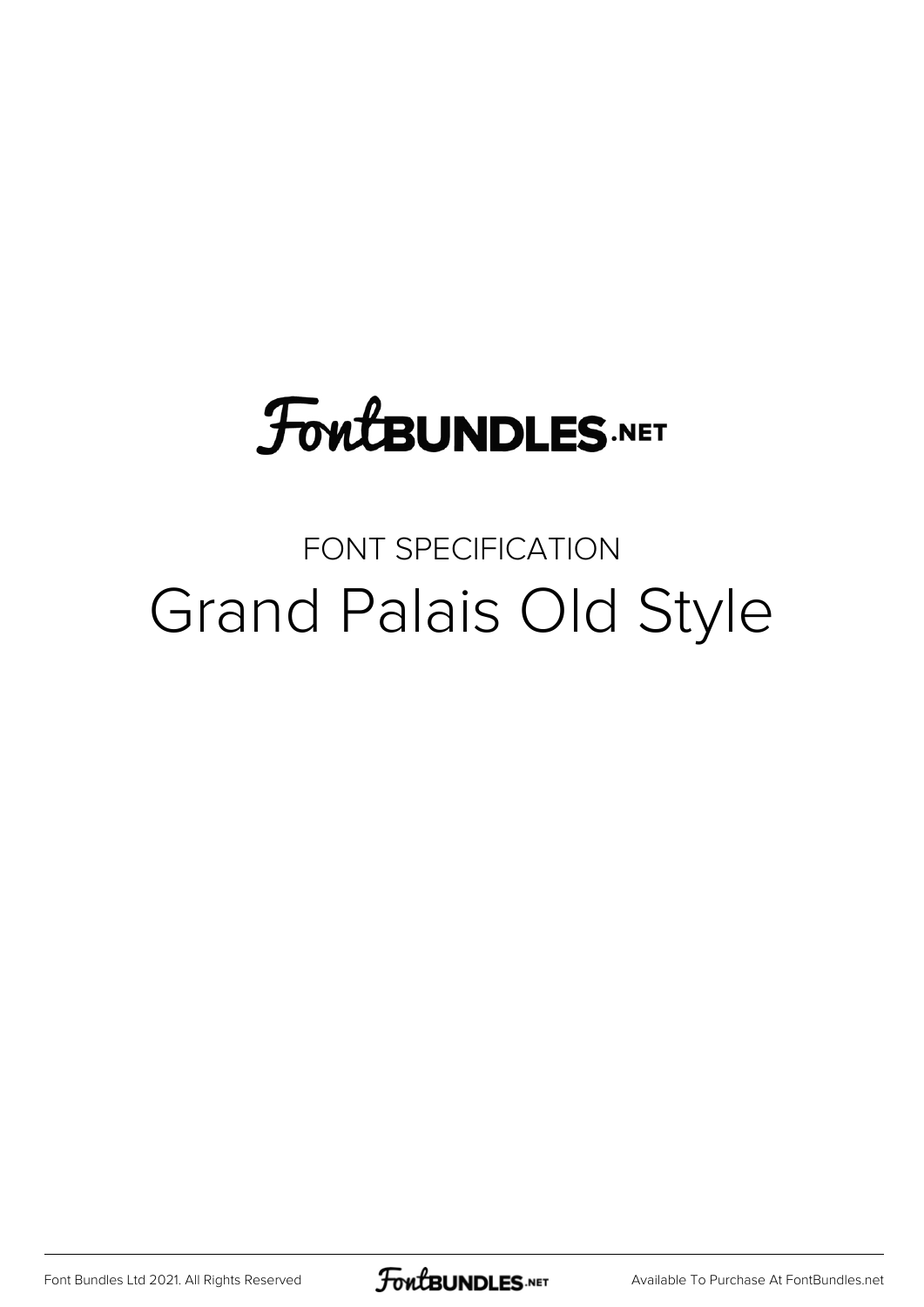FontBUNDLES.NET

FONT SPECIFICATION

# Grand Palais Old Style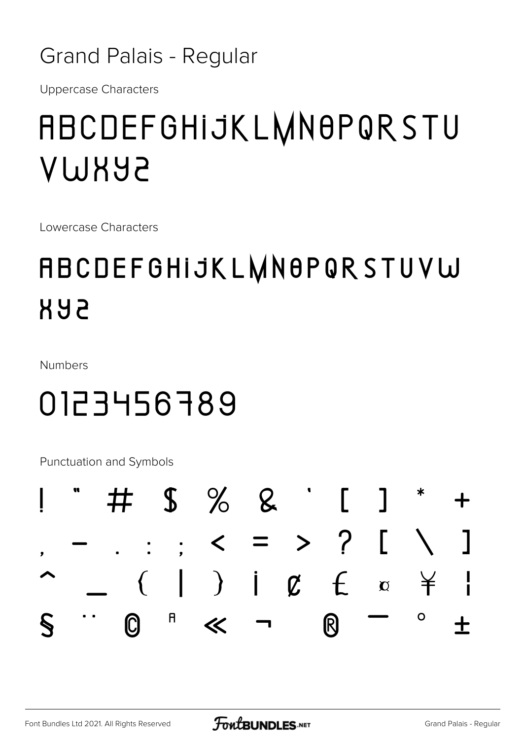# Grand Palais - Regular

Uppercase Characters

ABCDEFGHIJKLMNOPQRSTU
VWXYZ

Lowercase Characters

ABCDEFGHIJKLMNOPQRSTUVW
XYZ

Numbers

0123456789

Punctuation and Symbols

! " # $ % & ' [ ] * +
, - . : ; < = > ? [ \ ]
^ _ { | } ¡ ¢ £ ¤ ¥ ¦
§ ¨ © ª « ¬ ® ¯ ° ±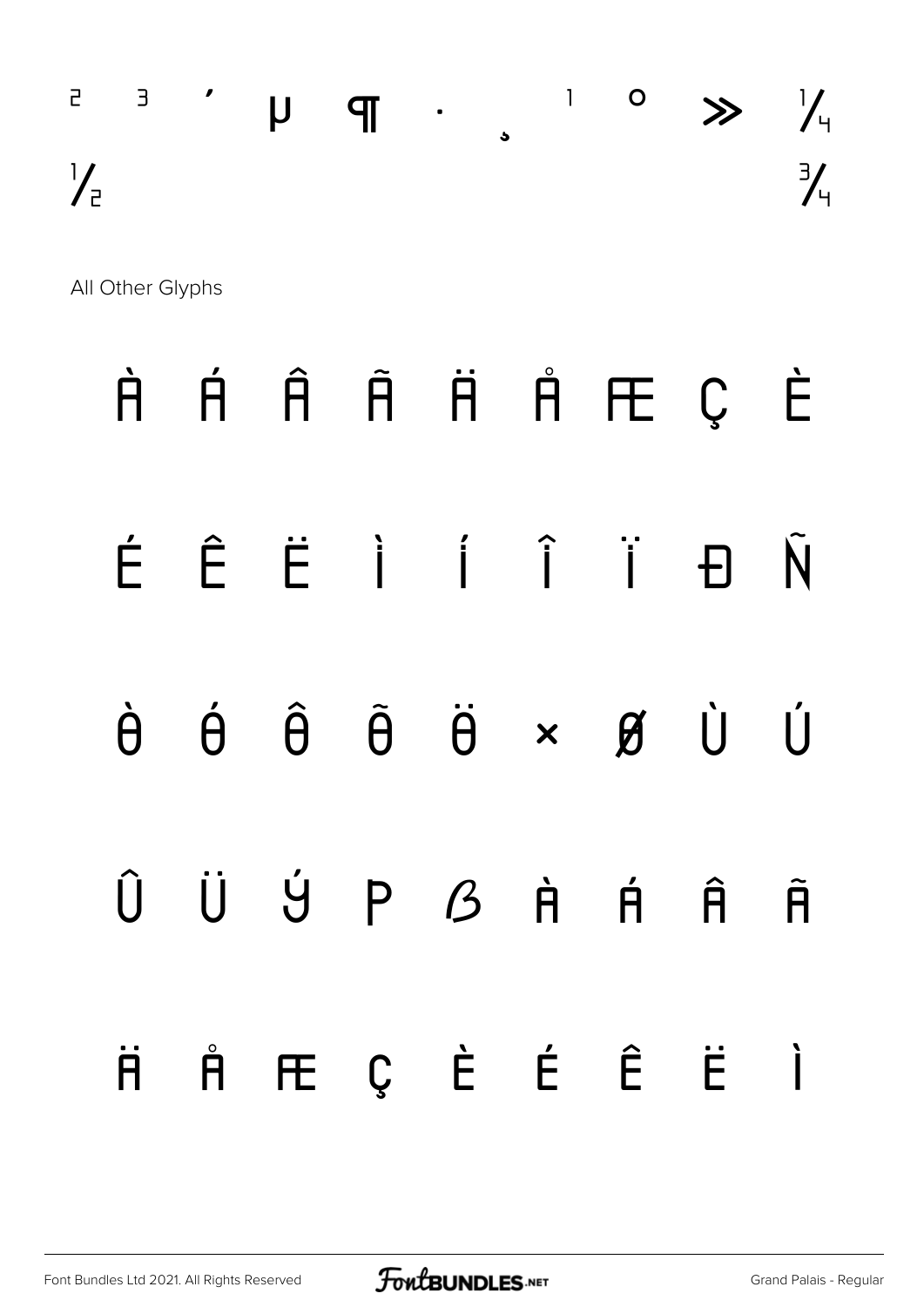² ³ ´ µ ¶ · ¸ ¹ º » ¼
½ ¾

All Other Glyphs

À Á Â Ã Ä Å Æ Ç È

É Ê Ë Ì Í Î Ï Ð Ñ

Ò Ó Ô Õ Ö × Ø Ù Ú

Û Ü Ý Þ ß à á â ã

ä å æ ç è é ê ë ì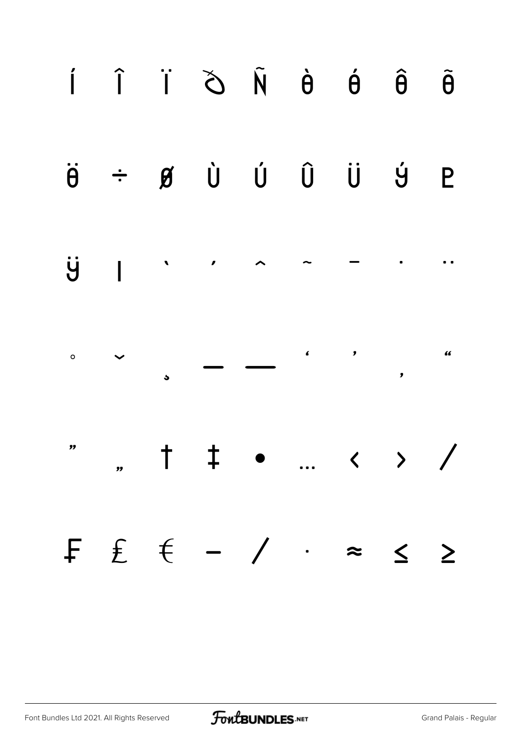Í Î Ï Ò Ñ Ò Ó Ô Õ

Ö ÷ ø Ù Ú Û Ü Ý Þ

ÿ ı ` ´ ˆ ˜ ¯ ˙ ¨

˚ ˘ ¸ – — ‘ ’ ‚ “

” „ † ‡ • … ‹ › ⁄

₣ ₤ € − ∕ ∙ ≈ ≤ ≥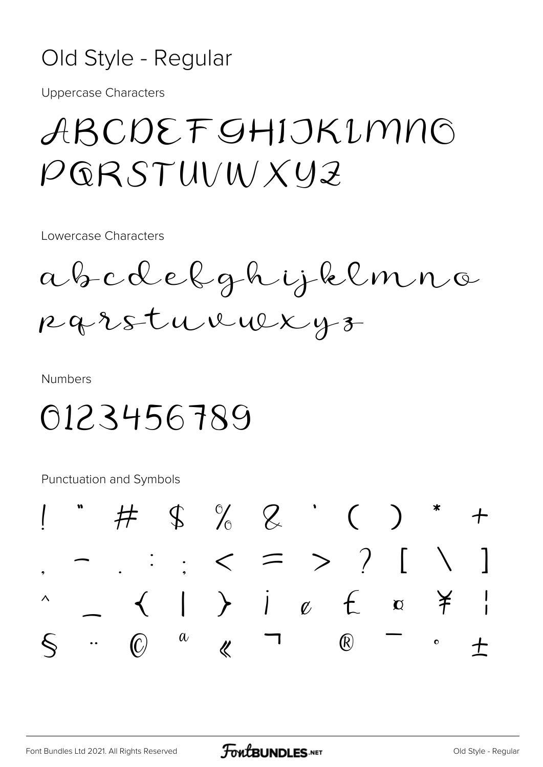# Old Style - Regular

Uppercase Characters

ABCDEFGHIJKLMNO
PQRSTUVWXYZ

Lowercase Characters

abcdefghijklmno
pqrstuvwxyz

Numbers

0123456789

Punctuation and Symbols

! " # $ % & ' ( ) * +
, - . : ; < = > ? [ \ ]
^ _ { | } ¡ ¢ £ ¤ ¥ ¦
§ ¨ © ª « ¬ ® ¯ ° ±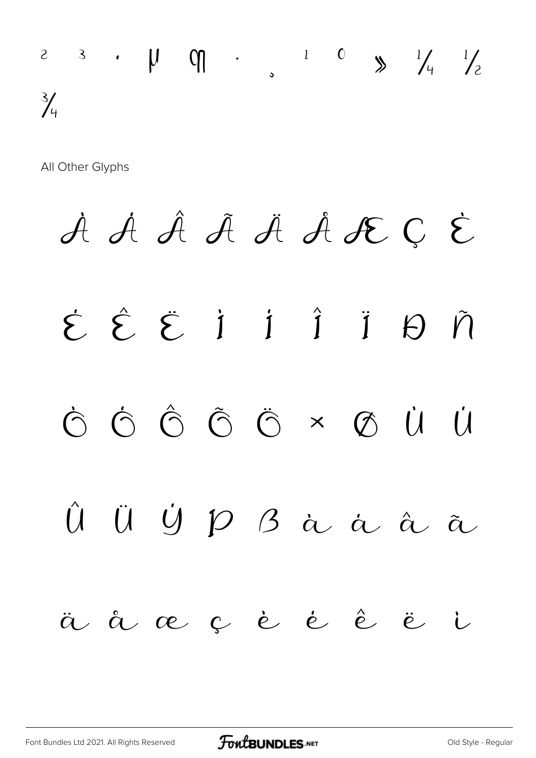² ³ · µ ¶ · ¸ ¹ º » ¼ ½ ¾

All Other Glyphs

À Á Â Ã Ä Å Æ Ç È

É Ê Ë Ì Í Î Ï Ð Ñ

Ò Ó Ô Õ Ö × Ø Ù Ú

Û Ü Ý Þ ß à á â ã

ä å æ ç è é ê ë ì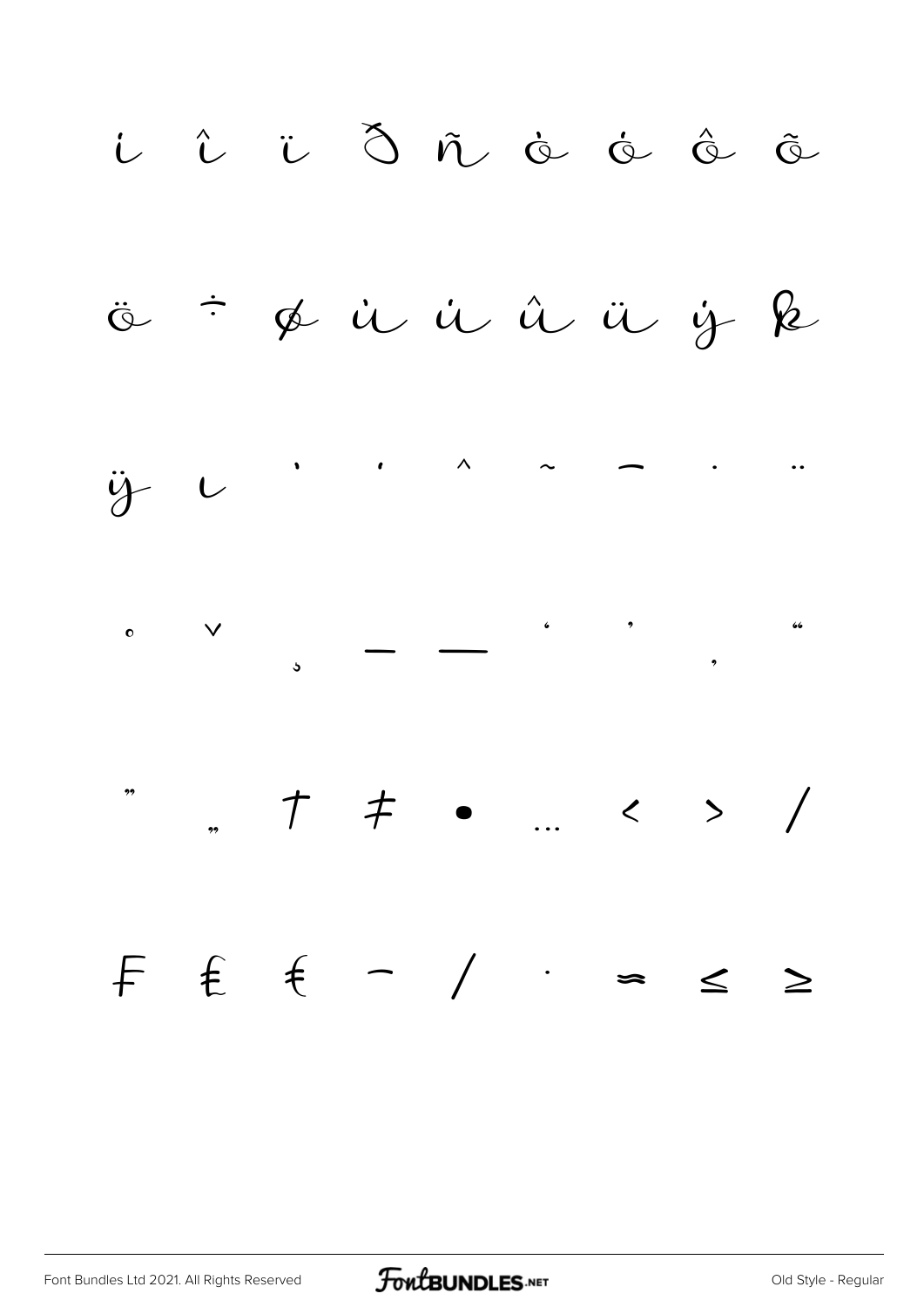ì í î ï ð ñ ò ó ô õ

ö ÷ ø ù ú û ü ý þ

ÿ ı ` ´ ˆ ˜ ¯ ˙ ¨

˚ ˇ ¸ – — ‘ ’ ‚ “

” „ † ≠ • … ‹ › ⁄

₣ ₤ € − ∕ · ≈ ≤ ≥